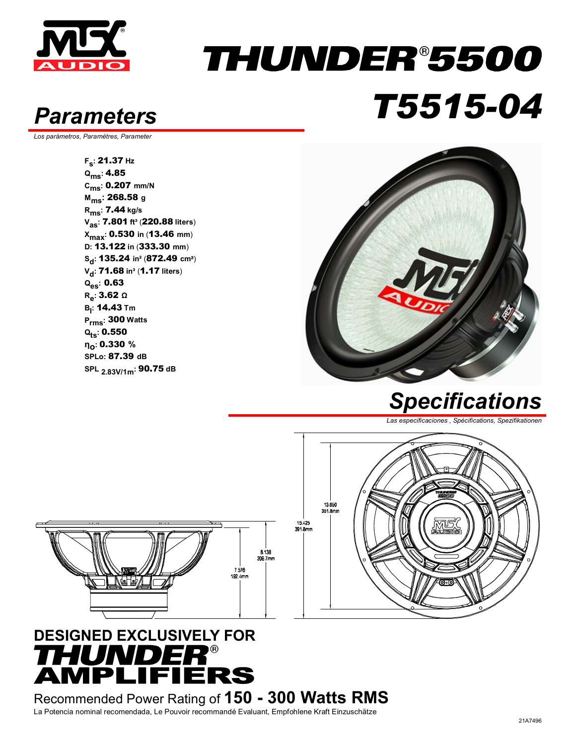# THUNDER® 5500

# T5515-04

## Parameters

*Los parámetros, Paramètres, Parameter*

$F_s$: **21.37** Hz
$Q_{ms}$: **4.85**
$C_{ms}$: **0.207** mm/N
$M_{ms}$: **268.58** g
$R_{ms}$: **7.44** kg/s
$V_{as}$: **7.801** ft³ (**220.88** liters)
$X_{max}$: **0.530** in (**13.46** mm)
D: **13.122** in (**333.30** mm)
$S_d$: **135.24** in² (**872.49** cm²)
$V_d$: **71.68** in³ (**1.17** liters)
$Q_{es}$: **0.63**
$R_e$: **3.62** Ω
$B_l$: **14.43** Tm
$P_{rms}$: **300** Watts
$Q_{ts}$: **0.550**
$\eta_0$: **0.330** %
SPLo: **87.39** dB
SPL $_{2.83V/1m}$: **90.75** dB

## Specifications

*Las especificaciones , Spécifications, Spezifikationen*

8.138 / 206.7mm
7.576 / 192.4mm
15.425 / 391.8mm
13.850 / 351.8mm

**DESIGNED EXCLUSIVELY FOR THUNDER® AMPLIFIERS**

Recommended Power Rating of **150 - 300 Watts RMS**

La Potencia nominal recomendada, Le Pouvoir recommandé Evaluant, Empfohlene Kraft Einzuschätze

21A7496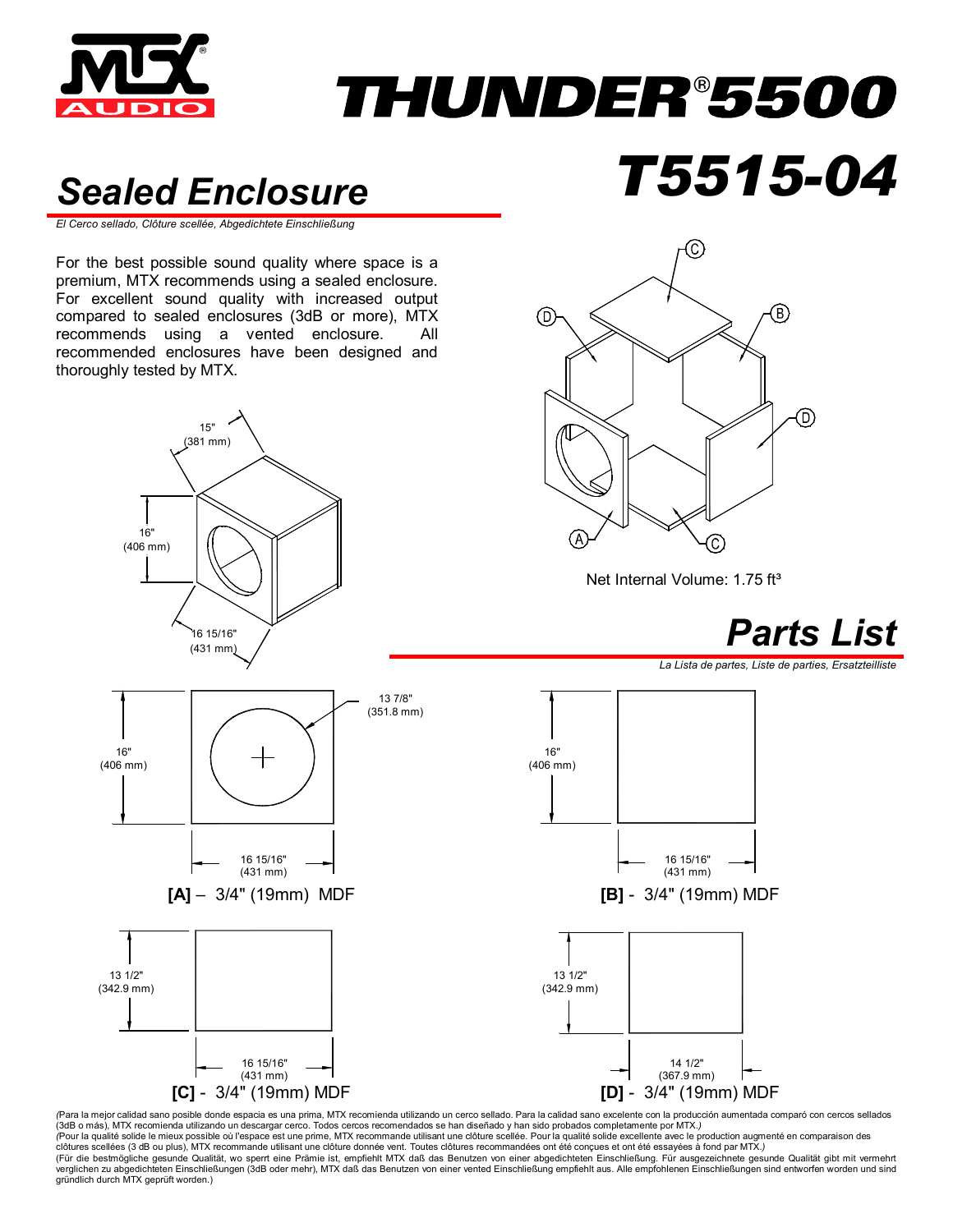# THUNDER®5500

# T5515-04

## Sealed Enclosure

*El Cerco sellado, Clôture scellée, Abgedichtete Einschließung*

For the best possible sound quality where space is a premium, MTX recommends using a sealed enclosure. For excellent sound quality with increased output compared to sealed enclosures (3dB or more), MTX recommends using a vented enclosure. All recommended enclosures have been designed and thoroughly tested by MTX.

15" (381 mm)

16" (406 mm)

16 15/16" (431 mm)

A, B, C, C, D, D

Net Internal Volume: 1.75 ft³

## Parts List

*La Lista de partes, Liste de parties, Ersatzteilliste*

16" (406 mm) × 16 15/16" (431 mm), hole 13 7/8" (351.8 mm)

**[A]** – 3/4" (19mm) MDF

16" (406 mm) × 16 15/16" (431 mm)

**[B]** - 3/4" (19mm) MDF

13 1/2" (342.9 mm) × 16 15/16" (431 mm)

**[C]** - 3/4" (19mm) MDF

13 1/2" (342.9 mm) × 14 1/2" (367.9 mm)

**[D]** - 3/4" (19mm) MDF

*(Para la mejor calidad sano posible donde espacia es una prima, MTX recomienda utilizando un cerco sellado. Para la calidad sano excelente con la producción aumentada comparó con cercos sellados (3dB o más), MTX recomienda utilizando un descargar cerco. Todos cercos recomendados se han diseñado y han sido probados completamente por MTX.)*

*(Pour la qualité solide le mieux possible où l'espace est une prime, MTX recommande utilisant une clôture scellée. Pour la qualité solide excellente avec le production augmenté en comparaison des clôtures scellées (3 dB ou plus), MTX recommande utilisant une clôture donnée vent. Toutes clôtures recommandées ont été conçues et ont été essayées à fond par MTX.)*

(Für die bestmögliche gesunde Qualität, wo sperrt eine Prämie ist, empfiehlt MTX daß das Benutzen von einer abgedichteten Einschließung. Für ausgezeichnete gesunde Qualität gibt mit vermehrt verglichen zu abgedichteten Einschließungen (3dB oder mehr), MTX daß das Benutzen von einer vented Einschließung empfiehlt aus. Alle empfohlenen Einschließungen sind entworfen worden und sind gründlich durch MTX geprüft worden.)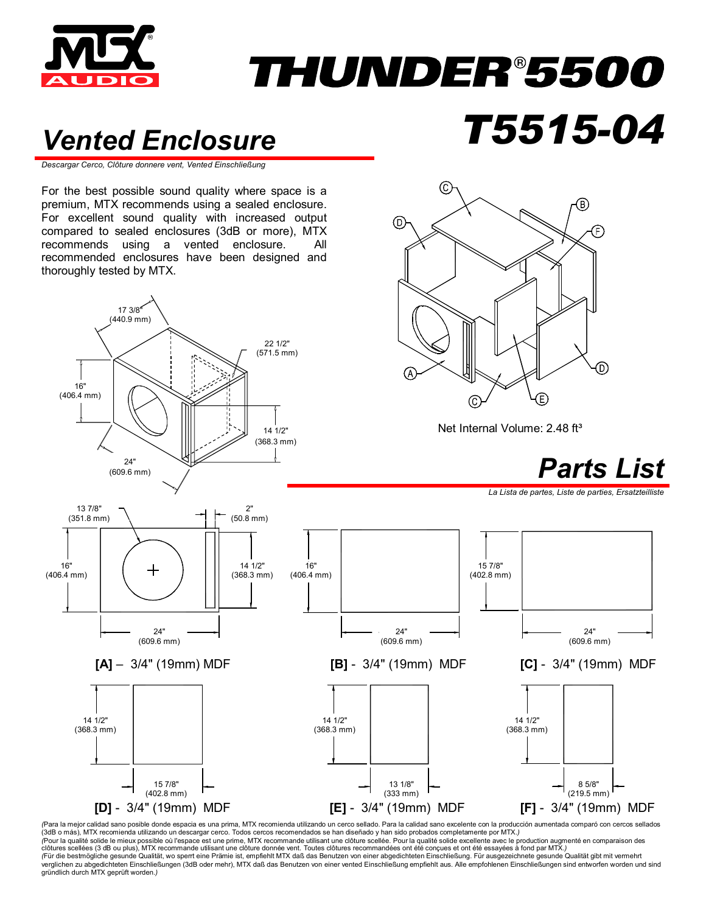# THUNDER®5500

# T5515-04

## Vented Enclosure

*Descargar Cerco, Clôture donnere vent, Vented Einschließung*

For the best possible sound quality where space is a premium, MTX recommends using a sealed enclosure. For excellent sound quality with increased output compared to sealed enclosures (3dB or more), MTX recommends using a vented enclosure. All recommended enclosures have been designed and thoroughly tested by MTX.

17 3/8" (440.9 mm)

22 1/2" (571.5 mm)

16" (406.4 mm)

14 1/2" (368.3 mm)

24" (609.6 mm)

Net Internal Volume: 2.48 ft³

## Parts List

*La Lista de partes, Liste de parties, Ersatzteilliste*

**[A]** – 3/4" (19mm) MDF — 24" (609.6 mm) × 16" (406.4 mm); 13 7/8" (351.8 mm); 2" (50.8 mm); 14 1/2" (368.3 mm)

**[B]** - 3/4" (19mm) MDF — 24" (609.6 mm) × 16" (406.4 mm)

**[C]** - 3/4" (19mm) MDF — 24" (609.6 mm) × 15 7/8" (402.8 mm)

**[D]** - 3/4" (19mm) MDF — 15 7/8" (402.8 mm) × 14 1/2" (368.3 mm)

**[E]** - 3/4" (19mm) MDF — 13 1/8" (333 mm) × 14 1/2" (368.3 mm)

**[F]** - 3/4" (19mm) MDF — 8 5/8" (219.5 mm) × 14 1/2" (368.3 mm)

*(Para la mejor calidad sano posible donde espacia es una prima, MTX recomienda utilizando un cerco sellado. Para la calidad sano excelente con la producción aumentada comparó con cercos sellados (3dB o más), MTX recomienda utilizando un descargar cerco. Todos cercos recomendados se han diseñado y han sido probados completamente por MTX.)*

*(Pour la qualité solide le mieux possible où l'espace est une prime, MTX recommande utilisant une clôture scellée. Pour la qualité solide excellente avec le production augmentée en comparaison des clôtures scellées (3 dB ou plus), MTX recommande utilisant une clôture donnée vent. Toutes clôtures recommandées ont été conçues et ont été essayées à fond par MTX.)*

*(Für die bestmögliche gesunde Qualität, wo sperrt eine Prämie ist, empfiehlt MTX daß das Benutzen von einer abgedichteten Einschließung. Für ausgezeichnete gesunde Qualität gibt mit vermehrt verglichen zu abgedichteten Einschließungen (3dB oder mehr), MTX daß das Benutzen von einer vented Einschließung empfiehlt aus. Alle empfohlenen Einschließungen sind entworfen worden und sind gründlich durch MTX geprüft worden.)*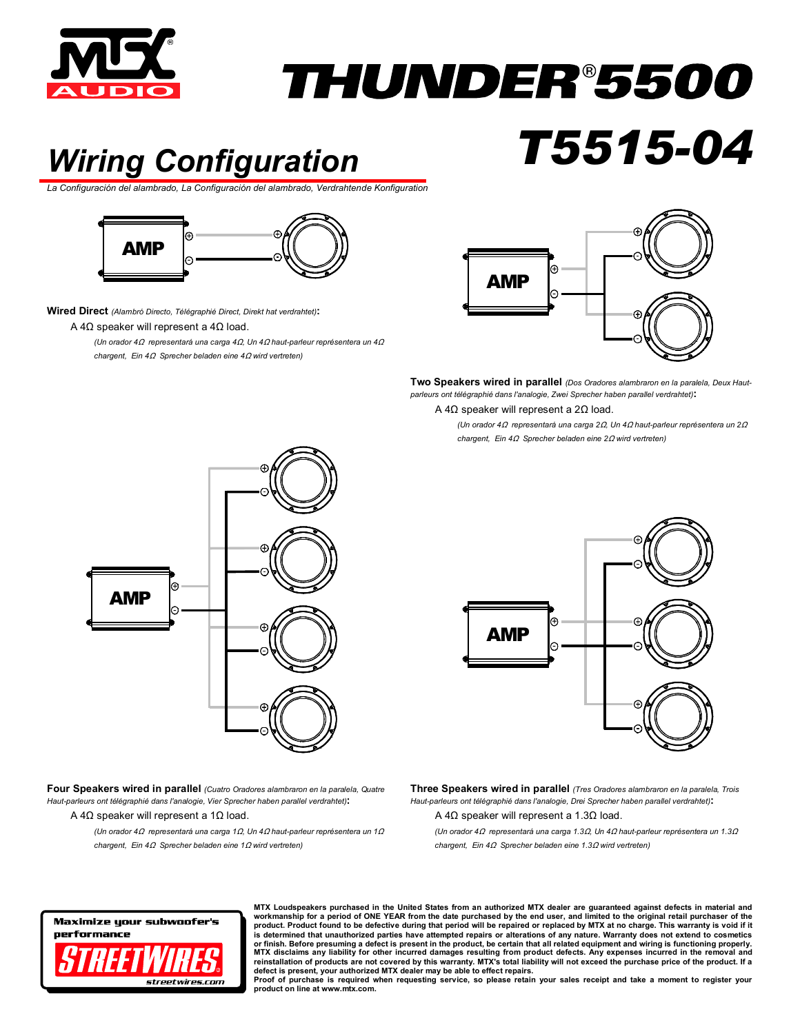MTX AUDIO

# THUNDER®5500

# T5515-04

## Wiring Configuration

*La Configuración del alambrado, La Configuración del alambrado, Verdrahtende Konfiguration*

AMP

**Wired Direct** *(Alambró Directo, Télégraphié Direct, Direkt hat verdrahtet)*:

A 4Ω speaker will represent a 4Ω load.

*(Un orador 4Ω representará una carga 4Ω, Un 4Ω haut-parleur représentera un 4Ω chargent, Ein 4Ω Sprecher beladen eine 4Ω wird vertreten)*

AMP

**Two Speakers wired in parallel** *(Dos Oradores alambraron en la paralela, Deux Haut-parleurs ont télégraphié dans l'analogie, Zwei Sprecher haben parallel verdrahtet)*:

A 4Ω speaker will represent a 2Ω load.

*(Un orador 4Ω representará una carga 2Ω, Un 4Ω haut-parleur représentera un 2Ω chargent, Ein 4Ω Sprecher beladen eine 2Ω wird vertreten)*

AMP

**Four Speakers wired in parallel** *(Cuatro Oradores alambraron en la paralela, Quatre Haut-parleurs ont télégraphié dans l'analogie, Vier Sprecher haben parallel verdrahtet)*:

A 4Ω speaker will represent a 1Ω load.

*(Un orador 4Ω representará una carga 1Ω, Un 4Ω haut-parleur représentera un 1Ω chargent, Ein 4Ω Sprecher beladen eine 1Ω wird vertreten)*

AMP

**Three Speakers wired in parallel** *(Tres Oradores alambraron en la paralela, Trois Haut-parleurs ont télégraphié dans l'analogie, Drei Sprecher haben parallel verdrahtet)*:

A 4Ω speaker will represent a 1.3Ω load.

*(Un orador 4Ω representará una carga 1.3Ω, Un 4Ω haut-parleur représentera un 1.3Ω chargent, Ein 4Ω Sprecher beladen eine 1.3Ω wird vertreten)*

**Maximize your subwoofer's performance**

STREETWIRES

streetwires.com

**MTX Loudspeakers purchased in the United States from an authorized MTX dealer are guaranteed against defects in material and workmanship for a period of ONE YEAR from the date purchased by the end user, and limited to the original retail purchaser of the product. Product found to be defective during that period will be repaired or replaced by MTX at no charge. This warranty is void if it is determined that unauthorized parties have attempted repairs or alterations of any nature. Warranty does not extend to cosmetics or finish. Before presuming a defect is present in the product, be certain that all related equipment and wiring is functioning properly. MTX disclaims any liability for other incurred damages resulting from product defects. Any expenses incurred in the removal and reinstallation of products are not covered by this warranty. MTX's total liability will not exceed the purchase price of the product. If a defect is present, your authorized MTX dealer may be able to effect repairs.**

**Proof of purchase is required when requesting service, so please retain your sales receipt and take a moment to register your product on line at www.mtx.com.**